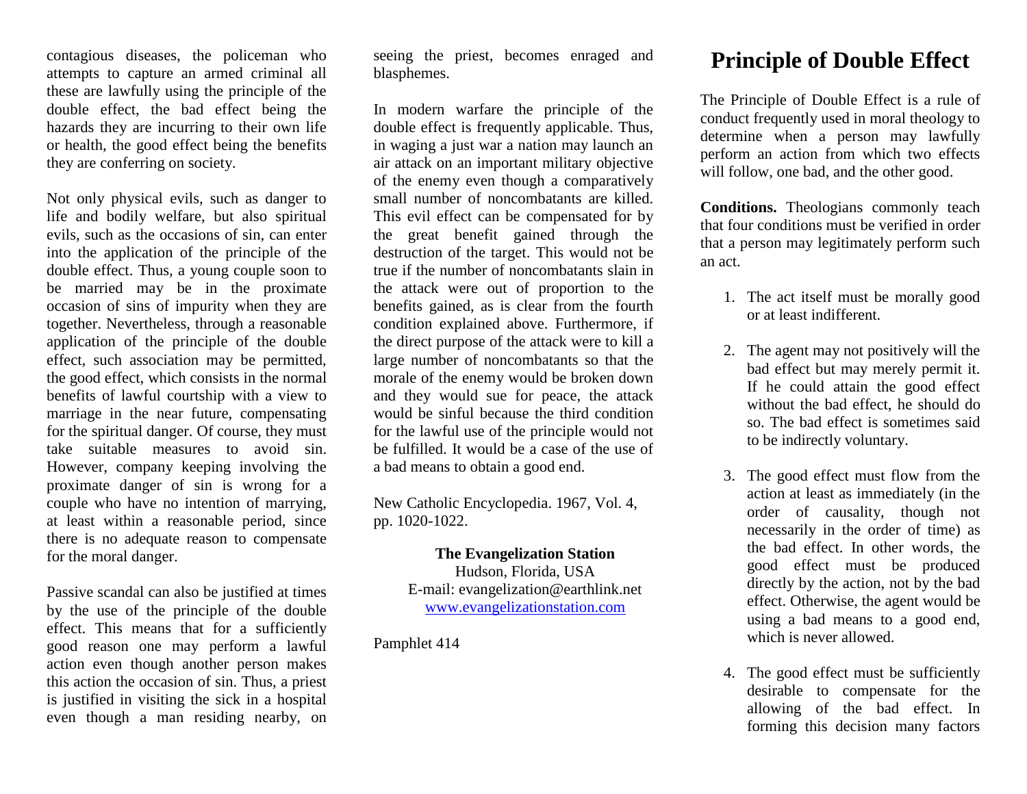contagious diseases, the policeman who attempts to capture an armed criminal all these are lawfully using the principle of the double effect, the bad effect being the hazards they are incurring to their own life or health, the good effect being the benefits they are conferring on society.

Not only physical evils, such as danger to life and bodily welfare, but also spiritual evils, such as the occasions of sin, can enter into the application of the principle of the double effect. Thus, a young couple soon to be married may be in the proximate occasion of sins of impurity when they are together. Nevertheless, through a reasonable application of the principle of the double effect, such association may be permitted, the good effect, which consists in the normal benefits of lawful courtship with a view to marriage in the near future, compensating for the spiritual danger. Of course, they must take suitable measures to avoid sin. However, company keeping involving the proximate danger of sin is wrong for a couple who have no intention of marrying, at least within a reasonable period, since there is no adequate reason to compensate for the moral danger.

Passive scandal can also be justified at times by the use of the principle of the double effect. This means that for a sufficiently good reason one may perform a lawful action even though another person makes this action the occasion of sin. Thus, a priest is justified in visiting the sick in a hospital even though a man residing nearby, on seeing the priest, becomes enraged and blasphemes.

In modern warfare the principle of the double effect is frequently applicable. Thus, in waging a just war a nation may launch an air attack on an important military objective of the enemy even though a comparatively small number of noncombatants are killed. This evil effect can be compensated for by the great benefit gained through the destruction of the target. This would not be true if the number of noncombatants slain in the attack were out of proportion to the benefits gained, as is clear from the fourth condition explained above. Furthermore, if the direct purpose of the attack were to kill a large number of noncombatants so that the morale of the enemy would be broken down and they would sue for peace, the attack would be sinful because the third condition for the lawful use of the principle would not be fulfilled. It would be a case of the use of a bad means to obtain a good end.

New Catholic Encyclopedia. 1967, Vol. 4, pp. 1020-1022.

**The Evangelization Station**
Hudson, Florida, USA
E-mail: evangelization@earthlink.net
www.evangelizationstation.com

Pamphlet 414

# Principle of Double Effect

The Principle of Double Effect is a rule of conduct frequently used in moral theology to determine when a person may lawfully perform an action from which two effects will follow, one bad, and the other good.

**Conditions.** Theologians commonly teach that four conditions must be verified in order that a person may legitimately perform such an act.

1. The act itself must be morally good or at least indifferent.

2. The agent may not positively will the bad effect but may merely permit it. If he could attain the good effect without the bad effect, he should do so. The bad effect is sometimes said to be indirectly voluntary.

3. The good effect must flow from the action at least as immediately (in the order of causality, though not necessarily in the order of time) as the bad effect. In other words, the good effect must be produced directly by the action, not by the bad effect. Otherwise, the agent would be using a bad means to a good end, which is never allowed.

4. The good effect must be sufficiently desirable to compensate for the allowing of the bad effect. In forming this decision many factors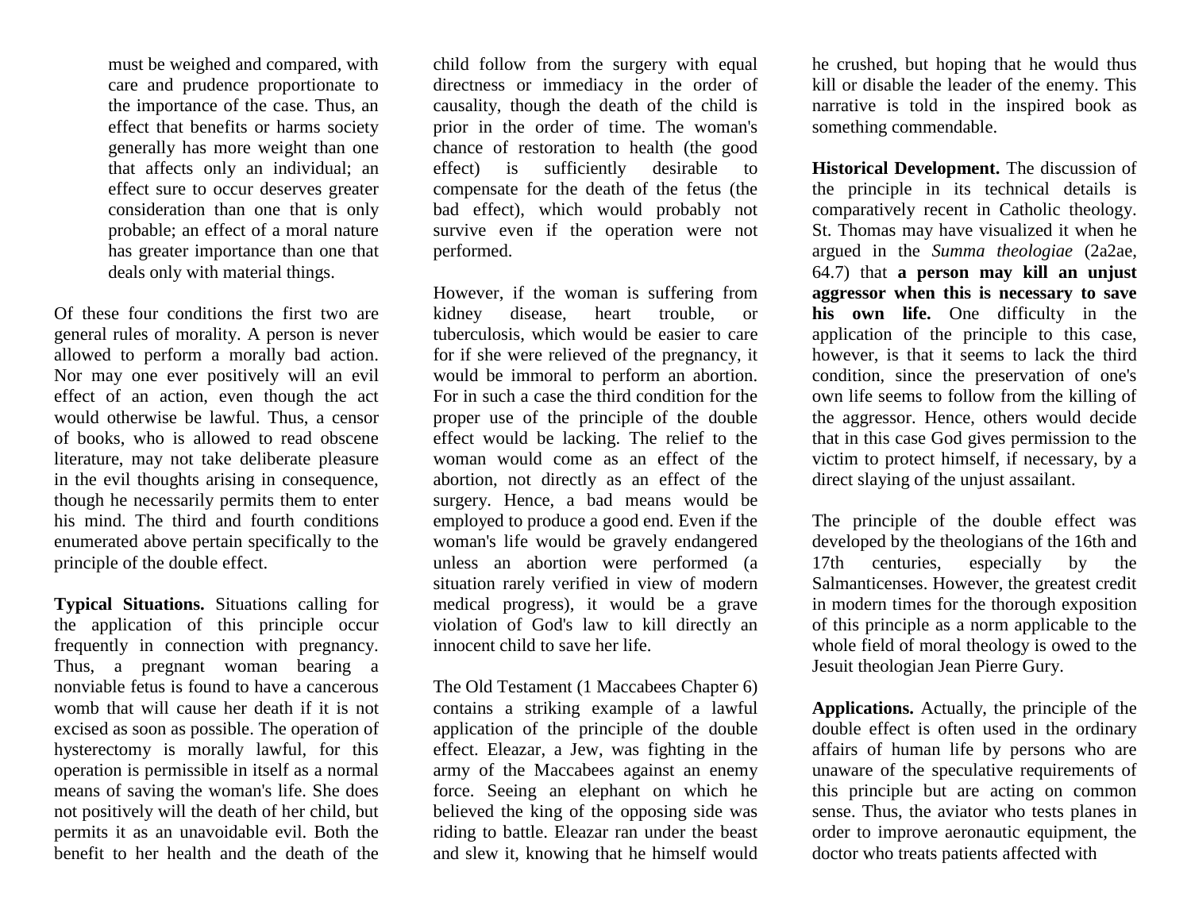must be weighed and compared, with care and prudence proportionate to the importance of the case. Thus, an effect that benefits or harms society generally has more weight than one that affects only an individual; an effect sure to occur deserves greater consideration than one that is only probable; an effect of a moral nature has greater importance than one that deals only with material things.

Of these four conditions the first two are general rules of morality. A person is never allowed to perform a morally bad action. Nor may one ever positively will an evil effect of an action, even though the act would otherwise be lawful. Thus, a censor of books, who is allowed to read obscene literature, may not take deliberate pleasure in the evil thoughts arising in consequence, though he necessarily permits them to enter his mind. The third and fourth conditions enumerated above pertain specifically to the principle of the double effect.

**Typical Situations.** Situations calling for the application of this principle occur frequently in connection with pregnancy. Thus, a pregnant woman bearing a nonviable fetus is found to have a cancerous womb that will cause her death if it is not excised as soon as possible. The operation of hysterectomy is morally lawful, for this operation is permissible in itself as a normal means of saving the woman's life. She does not positively will the death of her child, but permits it as an unavoidable evil. Both the benefit to her health and the death of the child follow from the surgery with equal directness or immediacy in the order of causality, though the death of the child is prior in the order of time. The woman's chance of restoration to health (the good effect) is sufficiently desirable to compensate for the death of the fetus (the bad effect), which would probably not survive even if the operation were not performed.

However, if the woman is suffering from kidney disease, heart trouble, or tuberculosis, which would be easier to care for if she were relieved of the pregnancy, it would be immoral to perform an abortion. For in such a case the third condition for the proper use of the principle of the double effect would be lacking. The relief to the woman would come as an effect of the abortion, not directly as an effect of the surgery. Hence, a bad means would be employed to produce a good end. Even if the woman's life would be gravely endangered unless an abortion were performed (a situation rarely verified in view of modern medical progress), it would be a grave violation of God's law to kill directly an innocent child to save her life.

The Old Testament (1 Maccabees Chapter 6) contains a striking example of a lawful application of the principle of the double effect. Eleazar, a Jew, was fighting in the army of the Maccabees against an enemy force. Seeing an elephant on which he believed the king of the opposing side was riding to battle. Eleazar ran under the beast and slew it, knowing that he himself would he crushed, but hoping that he would thus kill or disable the leader of the enemy. This narrative is told in the inspired book as something commendable.

**Historical Development.** The discussion of the principle in its technical details is comparatively recent in Catholic theology. St. Thomas may have visualized it when he argued in the *Summa theologiae* (2a2ae, 64.7) that **a person may kill an unjust aggressor when this is necessary to save his own life.** One difficulty in the application of the principle to this case, however, is that it seems to lack the third condition, since the preservation of one's own life seems to follow from the killing of the aggressor. Hence, others would decide that in this case God gives permission to the victim to protect himself, if necessary, by a direct slaying of the unjust assailant.

The principle of the double effect was developed by the theologians of the 16th and 17th centuries, especially by the Salmanticenses. However, the greatest credit in modern times for the thorough exposition of this principle as a norm applicable to the whole field of moral theology is owed to the Jesuit theologian Jean Pierre Gury.

**Applications.** Actually, the principle of the double effect is often used in the ordinary affairs of human life by persons who are unaware of the speculative requirements of this principle but are acting on common sense. Thus, the aviator who tests planes in order to improve aeronautic equipment, the doctor who treats patients affected with